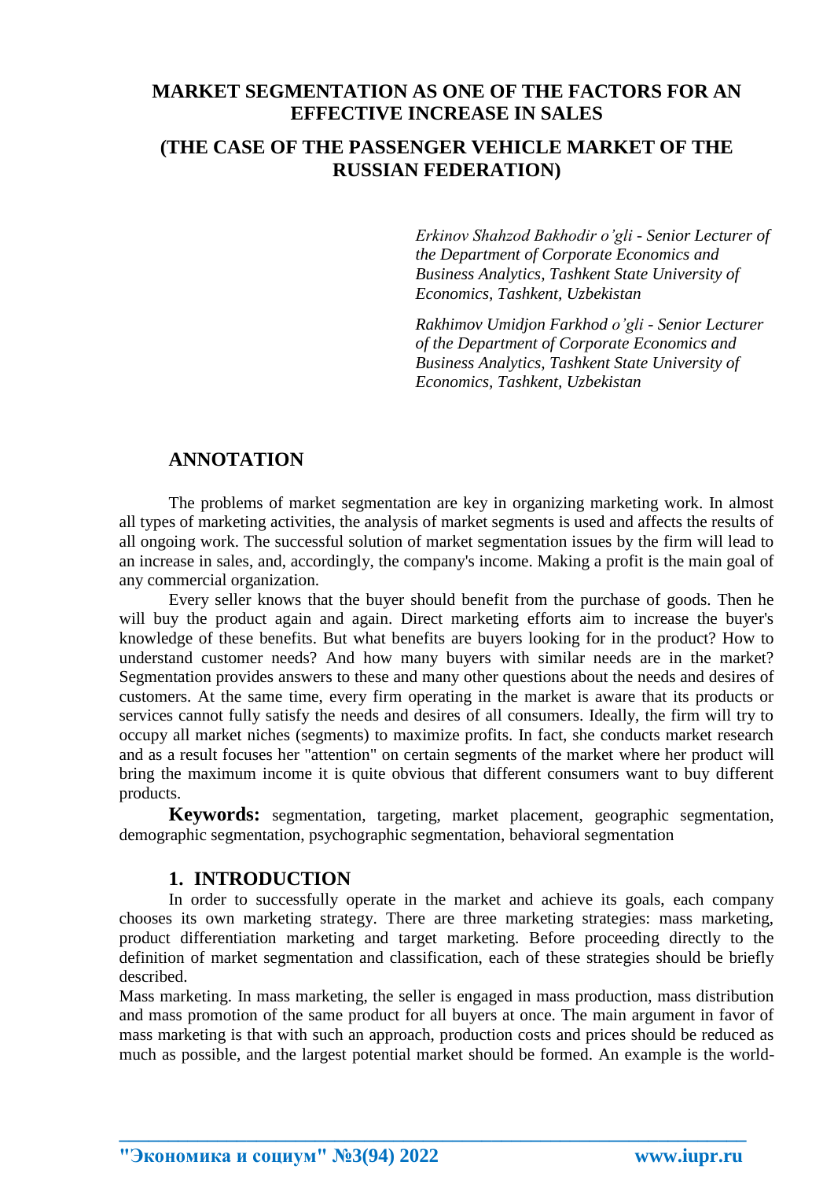# MARKET SEGMENTATION AS ONE OF THE FACTORS FOR AN EFFECTIVE INCREASE IN SALES

# (THE CASE OF THE PASSENGER VEHICLE MARKET OF THE RUSSIAN FEDERATION)

*Erkinov Shahzod Bakhodir o'gli - Senior Lecturer of the Department of Corporate Economics and Business Analytics, Tashkent State University of Economics, Tashkent, Uzbekistan*

*Rakhimov Umidjon Farkhod o'gli - Senior Lecturer of the Department of Corporate Economics and Business Analytics, Tashkent State University of Economics, Tashkent, Uzbekistan*

## ANNOTATION

The problems of market segmentation are key in organizing marketing work. In almost all types of marketing activities, the analysis of market segments is used and affects the results of all ongoing work. The successful solution of market segmentation issues by the firm will lead to an increase in sales, and, accordingly, the company's income. Making a profit is the main goal of any commercial organization.

Every seller knows that the buyer should benefit from the purchase of goods. Then he will buy the product again and again. Direct marketing efforts aim to increase the buyer's knowledge of these benefits. But what benefits are buyers looking for in the product? How to understand customer needs? And how many buyers with similar needs are in the market? Segmentation provides answers to these and many other questions about the needs and desires of customers. At the same time, every firm operating in the market is aware that its products or services cannot fully satisfy the needs and desires of all consumers. Ideally, the firm will try to occupy all market niches (segments) to maximize profits. In fact, she conducts market research and as a result focuses her "attention" on certain segments of the market where her product will bring the maximum income it is quite obvious that different consumers want to buy different products.

**Keywords:** segmentation, targeting, market placement, geographic segmentation, demographic segmentation, psychographic segmentation, behavioral segmentation

## 1. INTRODUCTION

In order to successfully operate in the market and achieve its goals, each company chooses its own marketing strategy. There are three marketing strategies: mass marketing, product differentiation marketing and target marketing. Before proceeding directly to the definition of market segmentation and classification, each of these strategies should be briefly described.

Mass marketing. In mass marketing, the seller is engaged in mass production, mass distribution and mass promotion of the same product for all buyers at once. The main argument in favor of mass marketing is that with such an approach, production costs and prices should be reduced as much as possible, and the largest potential market should be formed. An example is the world-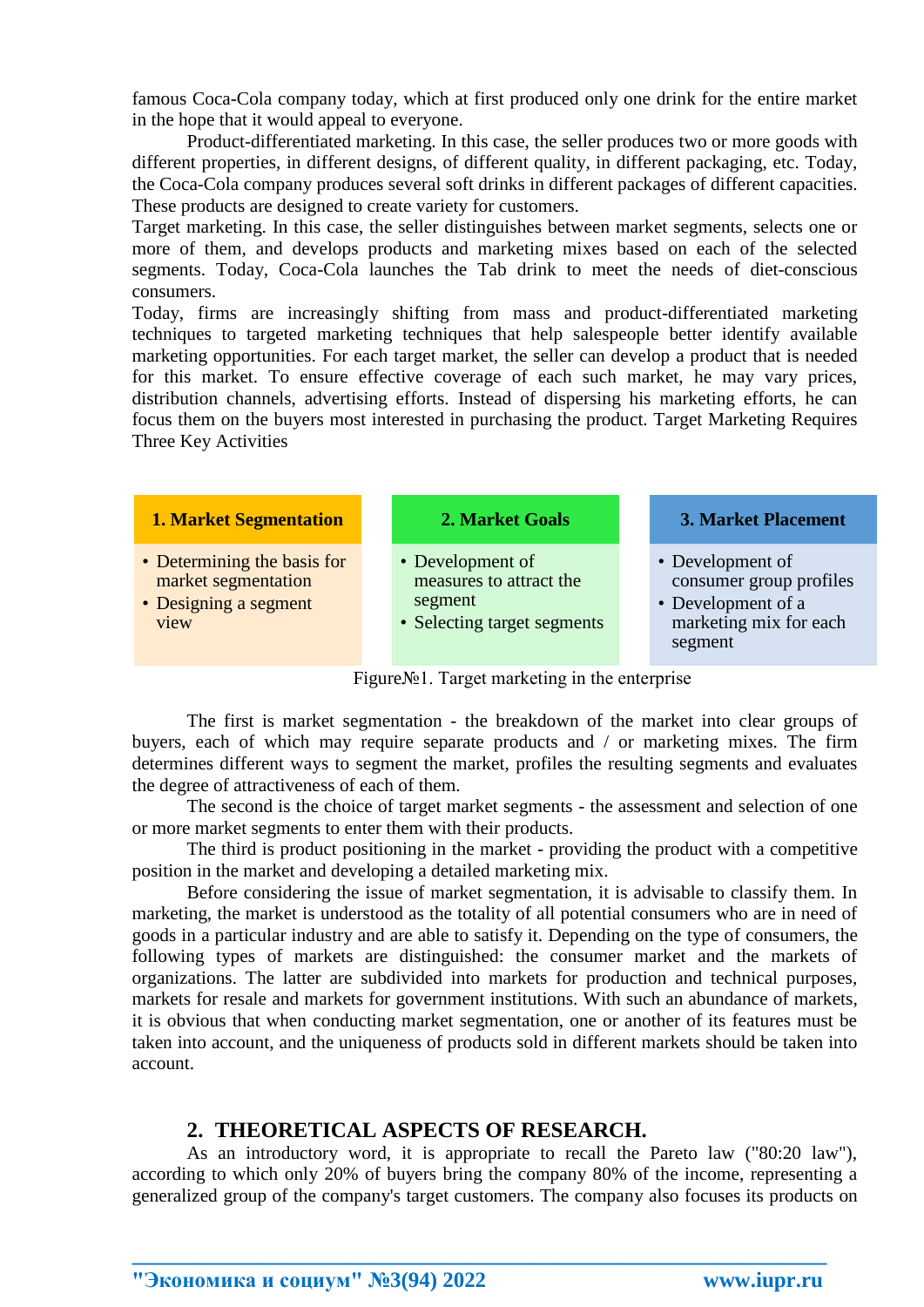famous Coca-Cola company today, which at first produced only one drink for the entire market in the hope that it would appeal to everyone.

Product-differentiated marketing. In this case, the seller produces two or more goods with different properties, in different designs, of different quality, in different packaging, etc. Today, the Coca-Cola company produces several soft drinks in different packages of different capacities. These products are designed to create variety for customers.

Target marketing. In this case, the seller distinguishes between market segments, selects one or more of them, and develops products and marketing mixes based on each of the selected segments. Today, Coca-Cola launches the Tab drink to meet the needs of diet-conscious consumers.

Today, firms are increasingly shifting from mass and product-differentiated marketing techniques to targeted marketing techniques that help salespeople better identify available marketing opportunities. For each target market, the seller can develop a product that is needed for this market. To ensure effective coverage of each such market, he may vary prices, distribution channels, advertising efforts. Instead of dispersing his marketing efforts, he can focus them on the buyers most interested in purchasing the product. Target Marketing Requires Three Key Activities

| 1. Market Segmentation | 2. Market Goals | 3. Market Placement |
|---|---|---|
| • Determining the basis for market segmentation<br>• Designing a segment view | • Development of measures to attract the segment<br>• Selecting target segments | • Development of consumer group profiles<br>• Development of a marketing mix for each segment |

Figure№1. Target marketing in the enterprise

The first is market segmentation - the breakdown of the market into clear groups of buyers, each of which may require separate products and / or marketing mixes. The firm determines different ways to segment the market, profiles the resulting segments and evaluates the degree of attractiveness of each of them.

The second is the choice of target market segments - the assessment and selection of one or more market segments to enter them with their products.

The third is product positioning in the market - providing the product with a competitive position in the market and developing a detailed marketing mix.

Before considering the issue of market segmentation, it is advisable to classify them. In marketing, the market is understood as the totality of all potential consumers who are in need of goods in a particular industry and are able to satisfy it. Depending on the type of consumers, the following types of markets are distinguished: the consumer market and the markets of organizations. The latter are subdivided into markets for production and technical purposes, markets for resale and markets for government institutions. With such an abundance of markets, it is obvious that when conducting market segmentation, one or another of its features must be taken into account, and the uniqueness of products sold in different markets should be taken into account.

## 2. THEORETICAL ASPECTS OF RESEARCH.

As an introductory word, it is appropriate to recall the Pareto law ("80:20 law"), according to which only 20% of buyers bring the company 80% of the income, representing a generalized group of the company's target customers. The company also focuses its products on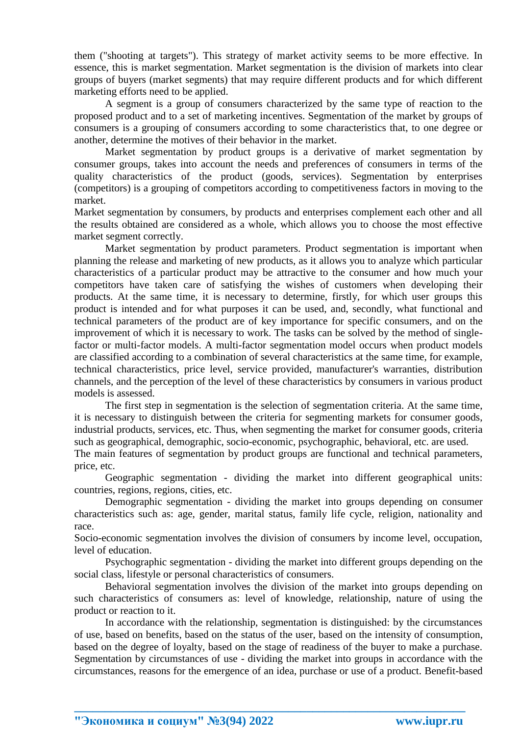them ("shooting at targets"). This strategy of market activity seems to be more effective. In essence, this is market segmentation. Market segmentation is the division of markets into clear groups of buyers (market segments) that may require different products and for which different marketing efforts need to be applied.

A segment is a group of consumers characterized by the same type of reaction to the proposed product and to a set of marketing incentives. Segmentation of the market by groups of consumers is a grouping of consumers according to some characteristics that, to one degree or another, determine the motives of their behavior in the market.

Market segmentation by product groups is a derivative of market segmentation by consumer groups, takes into account the needs and preferences of consumers in terms of the quality characteristics of the product (goods, services). Segmentation by enterprises (competitors) is a grouping of competitors according to competitiveness factors in moving to the market.

Market segmentation by consumers, by products and enterprises complement each other and all the results obtained are considered as a whole, which allows you to choose the most effective market segment correctly.

Market segmentation by product parameters. Product segmentation is important when planning the release and marketing of new products, as it allows you to analyze which particular characteristics of a particular product may be attractive to the consumer and how much your competitors have taken care of satisfying the wishes of customers when developing their products. At the same time, it is necessary to determine, firstly, for which user groups this product is intended and for what purposes it can be used, and, secondly, what functional and technical parameters of the product are of key importance for specific consumers, and on the improvement of which it is necessary to work. The tasks can be solved by the method of single-factor or multi-factor models. A multi-factor segmentation model occurs when product models are classified according to a combination of several characteristics at the same time, for example, technical characteristics, price level, service provided, manufacturer's warranties, distribution channels, and the perception of the level of these characteristics by consumers in various product models is assessed.

The first step in segmentation is the selection of segmentation criteria. At the same time, it is necessary to distinguish between the criteria for segmenting markets for consumer goods, industrial products, services, etc. Thus, when segmenting the market for consumer goods, criteria such as geographical, demographic, socio-economic, psychographic, behavioral, etc. are used.

The main features of segmentation by product groups are functional and technical parameters, price, etc.

Geographic segmentation - dividing the market into different geographical units: countries, regions, regions, cities, etc.

Demographic segmentation - dividing the market into groups depending on consumer characteristics such as: age, gender, marital status, family life cycle, religion, nationality and race.

Socio-economic segmentation involves the division of consumers by income level, occupation, level of education.

Psychographic segmentation - dividing the market into different groups depending on the social class, lifestyle or personal characteristics of consumers.

Behavioral segmentation involves the division of the market into groups depending on such characteristics of consumers as: level of knowledge, relationship, nature of using the product or reaction to it.

In accordance with the relationship, segmentation is distinguished: by the circumstances of use, based on benefits, based on the status of the user, based on the intensity of consumption, based on the degree of loyalty, based on the stage of readiness of the buyer to make a purchase. Segmentation by circumstances of use - dividing the market into groups in accordance with the circumstances, reasons for the emergence of an idea, purchase or use of a product. Benefit-based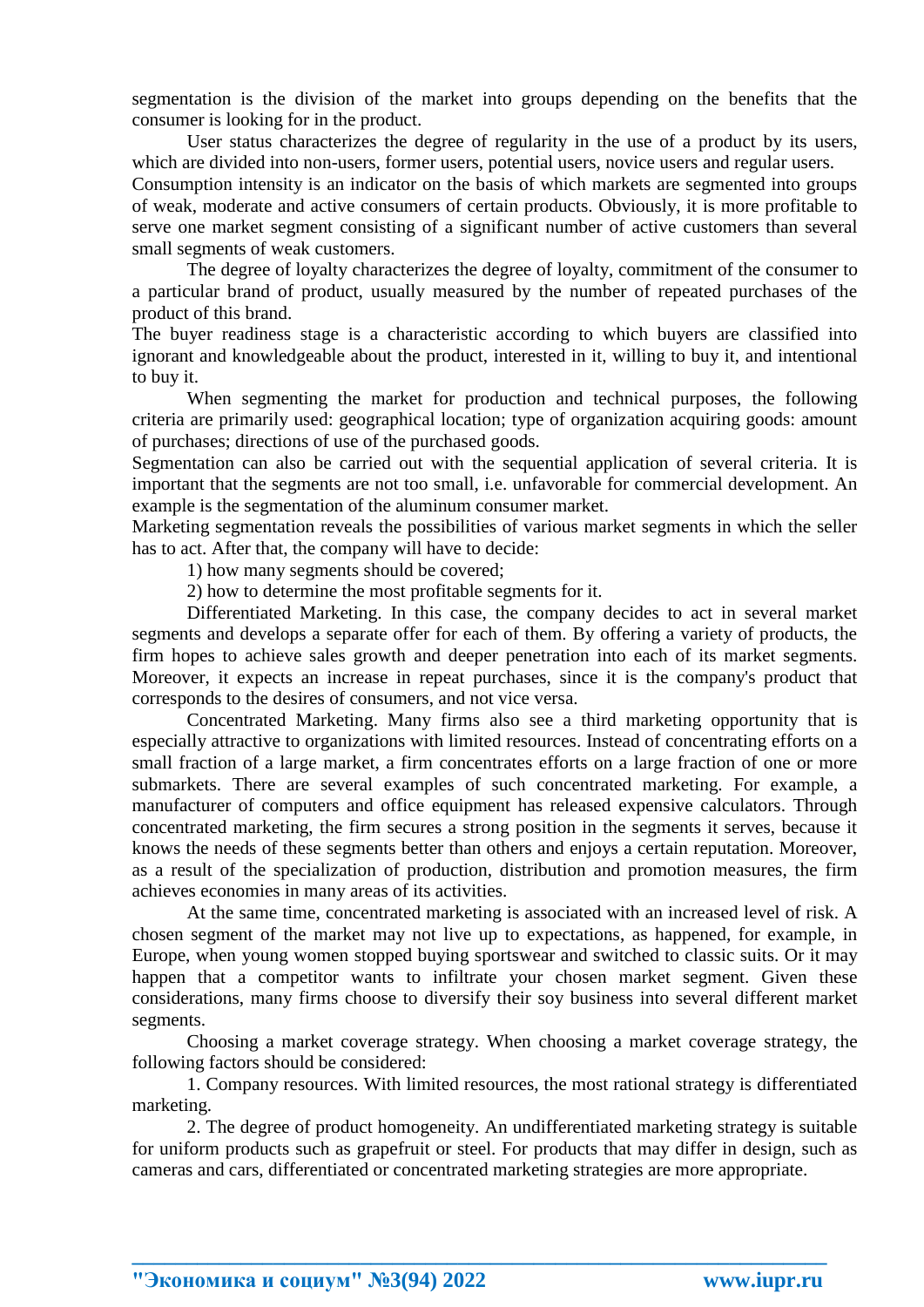segmentation is the division of the market into groups depending on the benefits that the consumer is looking for in the product.

User status characterizes the degree of regularity in the use of a product by its users, which are divided into non-users, former users, potential users, novice users and regular users.

Consumption intensity is an indicator on the basis of which markets are segmented into groups of weak, moderate and active consumers of certain products. Obviously, it is more profitable to serve one market segment consisting of a significant number of active customers than several small segments of weak customers.

The degree of loyalty characterizes the degree of loyalty, commitment of the consumer to a particular brand of product, usually measured by the number of repeated purchases of the product of this brand.

The buyer readiness stage is a characteristic according to which buyers are classified into ignorant and knowledgeable about the product, interested in it, willing to buy it, and intentional to buy it.

When segmenting the market for production and technical purposes, the following criteria are primarily used: geographical location; type of organization acquiring goods: amount of purchases; directions of use of the purchased goods.

Segmentation can also be carried out with the sequential application of several criteria. It is important that the segments are not too small, i.e. unfavorable for commercial development. An example is the segmentation of the aluminum consumer market.

Marketing segmentation reveals the possibilities of various market segments in which the seller has to act. After that, the company will have to decide:

1) how many segments should be covered;

2) how to determine the most profitable segments for it.

Differentiated Marketing. In this case, the company decides to act in several market segments and develops a separate offer for each of them. By offering a variety of products, the firm hopes to achieve sales growth and deeper penetration into each of its market segments. Moreover, it expects an increase in repeat purchases, since it is the company's product that corresponds to the desires of consumers, and not vice versa.

Concentrated Marketing. Many firms also see a third marketing opportunity that is especially attractive to organizations with limited resources. Instead of concentrating efforts on a small fraction of a large market, a firm concentrates efforts on a large fraction of one or more submarkets. There are several examples of such concentrated marketing. For example, a manufacturer of computers and office equipment has released expensive calculators. Through concentrated marketing, the firm secures a strong position in the segments it serves, because it knows the needs of these segments better than others and enjoys a certain reputation. Moreover, as a result of the specialization of production, distribution and promotion measures, the firm achieves economies in many areas of its activities.

At the same time, concentrated marketing is associated with an increased level of risk. A chosen segment of the market may not live up to expectations, as happened, for example, in Europe, when young women stopped buying sportswear and switched to classic suits. Or it may happen that a competitor wants to infiltrate your chosen market segment. Given these considerations, many firms choose to diversify their soy business into several different market segments.

Choosing a market coverage strategy. When choosing a market coverage strategy, the following factors should be considered:

1. Company resources. With limited resources, the most rational strategy is differentiated marketing.

2. The degree of product homogeneity. An undifferentiated marketing strategy is suitable for uniform products such as grapefruit or steel. For products that may differ in design, such as cameras and cars, differentiated or concentrated marketing strategies are more appropriate.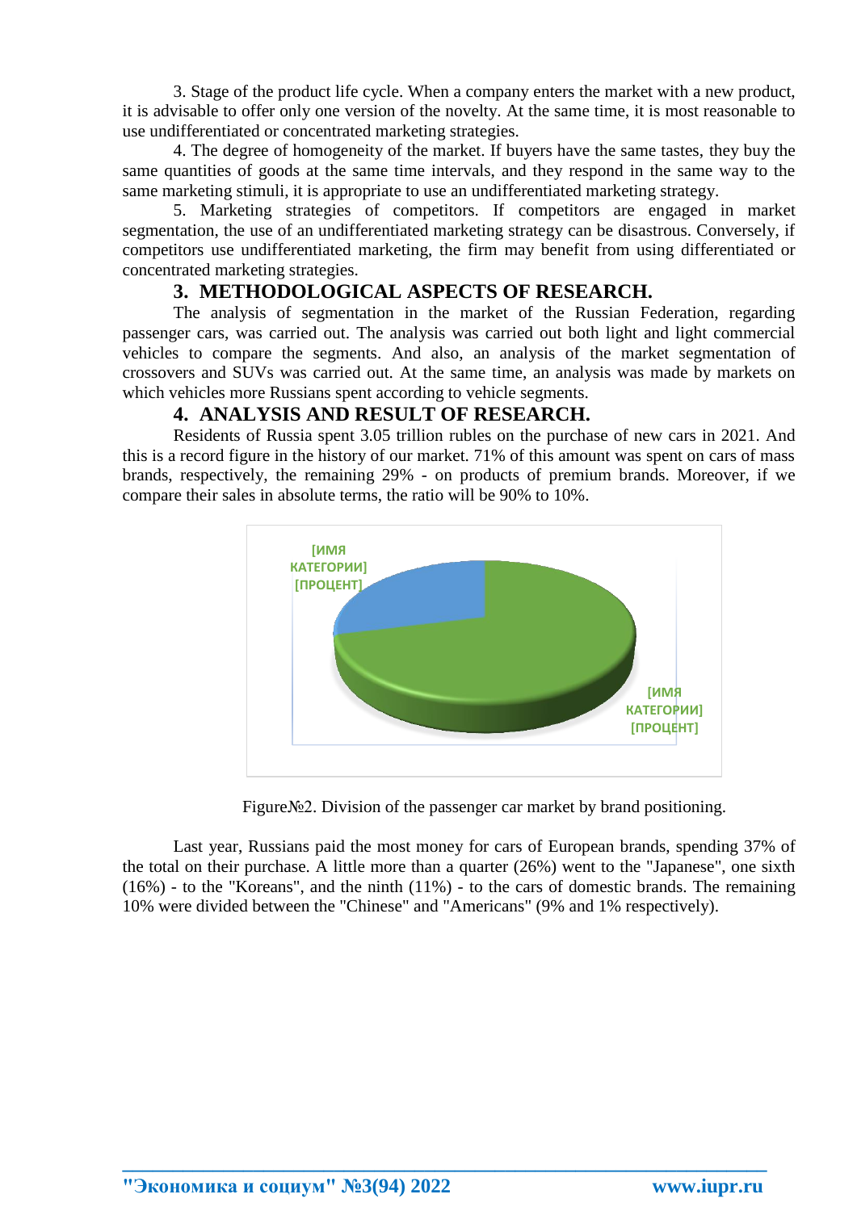3. Stage of the product life cycle. When a company enters the market with a new product, it is advisable to offer only one version of the novelty. At the same time, it is most reasonable to use undifferentiated or concentrated marketing strategies.

4. The degree of homogeneity of the market. If buyers have the same tastes, they buy the same quantities of goods at the same time intervals, and they respond in the same way to the same marketing stimuli, it is appropriate to use an undifferentiated marketing strategy.

5. Marketing strategies of competitors. If competitors are engaged in market segmentation, the use of an undifferentiated marketing strategy can be disastrous. Conversely, if competitors use undifferentiated marketing, the firm may benefit from using differentiated or concentrated marketing strategies.

## 3. METHODOLOGICAL ASPECTS OF RESEARCH.

The analysis of segmentation in the market of the Russian Federation, regarding passenger cars, was carried out. The analysis was carried out both light and light commercial vehicles to compare the segments. And also, an analysis of the market segmentation of crossovers and SUVs was carried out. At the same time, an analysis was made by markets on which vehicles more Russians spent according to vehicle segments.

## 4. ANALYSIS AND RESULT OF RESEARCH.

Residents of Russia spent 3.05 trillion rubles on the purchase of new cars in 2021. And this is a record figure in the history of our market. 71% of this amount was spent on cars of mass brands, respectively, the remaining 29% - on products of premium brands. Moreover, if we compare their sales in absolute terms, the ratio will be 90% to 10%.

[ИМЯ КАТЕГОРИИ] [ПРОЦЕНТ]

[ИМЯ КАТЕГОРИИ] [ПРОЦЕНТ]

Figure№2. Division of the passenger car market by brand positioning.

Last year, Russians paid the most money for cars of European brands, spending 37% of the total on their purchase. A little more than a quarter (26%) went to the "Japanese", one sixth (16%) - to the "Koreans", and the ninth (11%) - to the cars of domestic brands. The remaining 10% were divided between the "Chinese" and "Americans" (9% and 1% respectively).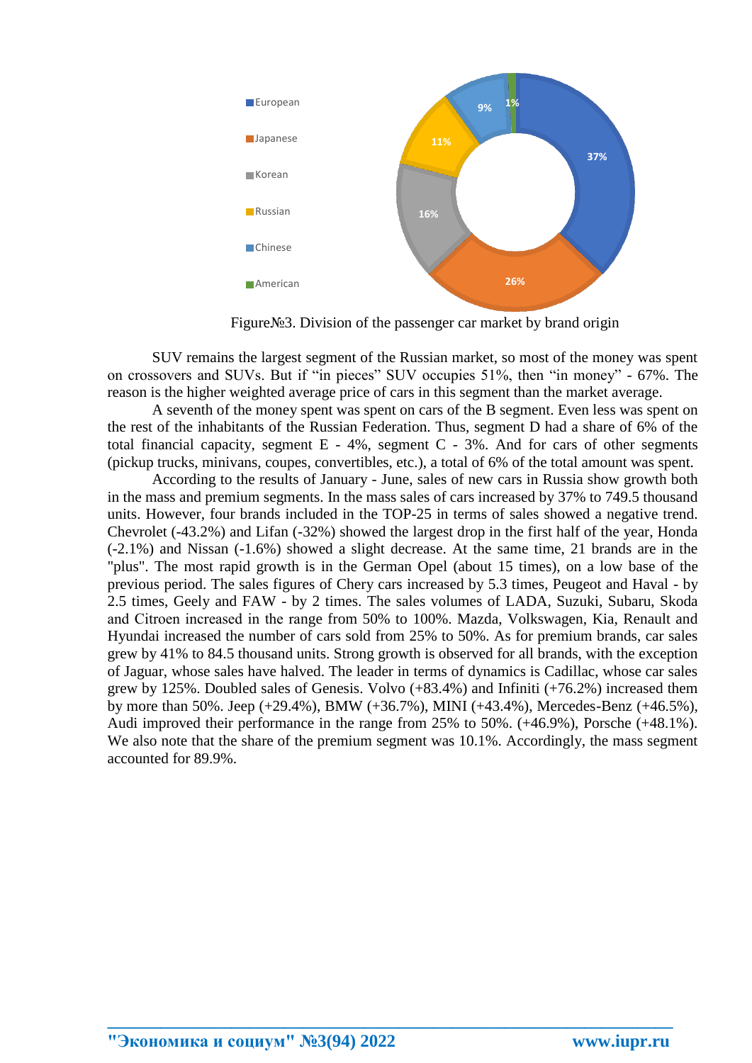European
Japanese
Korean
Russian
Chinese
American

37%
26%
16%
11%
9%
1%

Figure№3. Division of the passenger car market by brand origin

SUV remains the largest segment of the Russian market, so most of the money was spent on crossovers and SUVs. But if "in pieces" SUV occupies 51%, then "in money" - 67%. The reason is the higher weighted average price of cars in this segment than the market average.

A seventh of the money spent was spent on cars of the B segment. Even less was spent on the rest of the inhabitants of the Russian Federation. Thus, segment D had a share of 6% of the total financial capacity, segment E - 4%, segment C - 3%. And for cars of other segments (pickup trucks, minivans, coupes, convertibles, etc.), a total of 6% of the total amount was spent.

According to the results of January - June, sales of new cars in Russia show growth both in the mass and premium segments. In the mass sales of cars increased by 37% to 749.5 thousand units. However, four brands included in the TOP-25 in terms of sales showed a negative trend. Chevrolet (-43.2%) and Lifan (-32%) showed the largest drop in the first half of the year, Honda (-2.1%) and Nissan (-1.6%) showed a slight decrease. At the same time, 21 brands are in the "plus". The most rapid growth is in the German Opel (about 15 times), on a low base of the previous period. The sales figures of Chery cars increased by 5.3 times, Peugeot and Haval - by 2.5 times, Geely and FAW - by 2 times. The sales volumes of LADA, Suzuki, Subaru, Skoda and Citroen increased in the range from 50% to 100%. Mazda, Volkswagen, Kia, Renault and Hyundai increased the number of cars sold from 25% to 50%. As for premium brands, car sales grew by 41% to 84.5 thousand units. Strong growth is observed for all brands, with the exception of Jaguar, whose sales have halved. The leader in terms of dynamics is Cadillac, whose car sales grew by 125%. Doubled sales of Genesis. Volvo (+83.4%) and Infiniti (+76.2%) increased them by more than 50%. Jeep (+29.4%), BMW (+36.7%), MINI (+43.4%), Mercedes-Benz (+46.5%), Audi improved their performance in the range from 25% to 50%. (+46.9%), Porsche (+48.1%). We also note that the share of the premium segment was 10.1%. Accordingly, the mass segment accounted for 89.9%.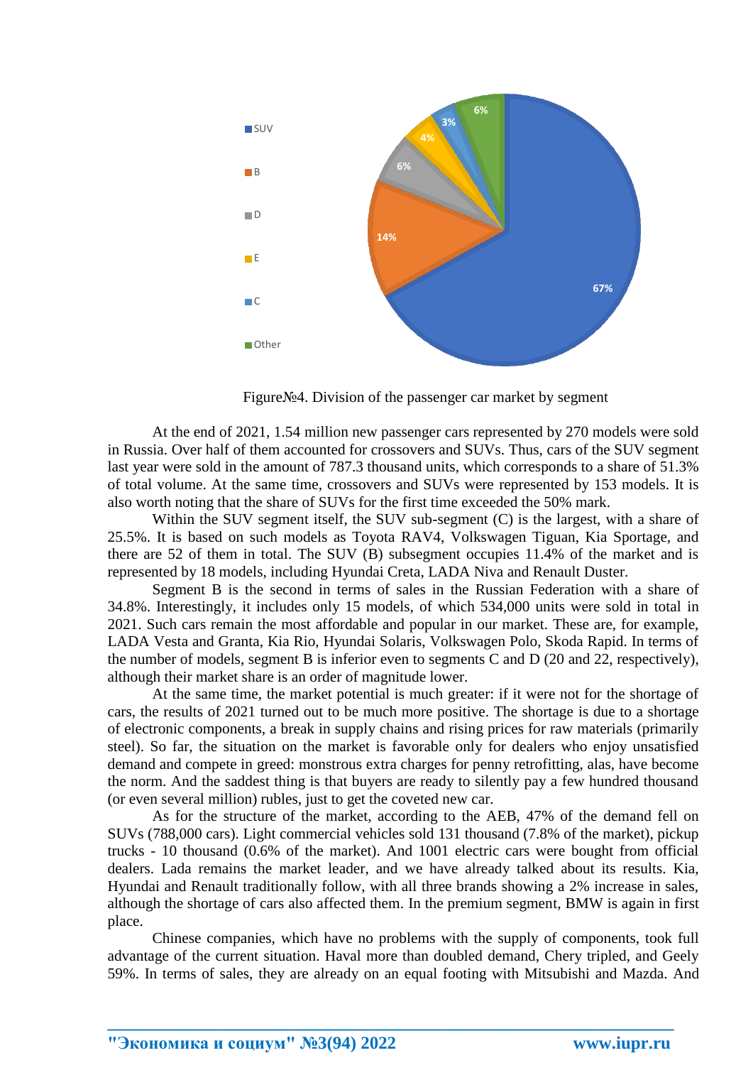Figure№4. Division of the passenger car market by segment

At the end of 2021, 1.54 million new passenger cars represented by 270 models were sold in Russia. Over half of them accounted for crossovers and SUVs. Thus, cars of the SUV segment last year were sold in the amount of 787.3 thousand units, which corresponds to a share of 51.3% of total volume. At the same time, crossovers and SUVs were represented by 153 models. It is also worth noting that the share of SUVs for the first time exceeded the 50% mark.

Within the SUV segment itself, the SUV sub-segment (C) is the largest, with a share of 25.5%. It is based on such models as Toyota RAV4, Volkswagen Tiguan, Kia Sportage, and there are 52 of them in total. The SUV (B) subsegment occupies 11.4% of the market and is represented by 18 models, including Hyundai Creta, LADA Niva and Renault Duster.

Segment B is the second in terms of sales in the Russian Federation with a share of 34.8%. Interestingly, it includes only 15 models, of which 534,000 units were sold in total in 2021. Such cars remain the most affordable and popular in our market. These are, for example, LADA Vesta and Granta, Kia Rio, Hyundai Solaris, Volkswagen Polo, Skoda Rapid. In terms of the number of models, segment B is inferior even to segments C and D (20 and 22, respectively), although their market share is an order of magnitude lower.

At the same time, the market potential is much greater: if it were not for the shortage of cars, the results of 2021 turned out to be much more positive. The shortage is due to a shortage of electronic components, a break in supply chains and rising prices for raw materials (primarily steel). So far, the situation on the market is favorable only for dealers who enjoy unsatisfied demand and compete in greed: monstrous extra charges for penny retrofitting, alas, have become the norm. And the saddest thing is that buyers are ready to silently pay a few hundred thousand (or even several million) rubles, just to get the coveted new car.

As for the structure of the market, according to the AEB, 47% of the demand fell on SUVs (788,000 cars). Light commercial vehicles sold 131 thousand (7.8% of the market), pickup trucks - 10 thousand (0.6% of the market). And 1001 electric cars were bought from official dealers. Lada remains the market leader, and we have already talked about its results. Kia, Hyundai and Renault traditionally follow, with all three brands showing a 2% increase in sales, although the shortage of cars also affected them. In the premium segment, BMW is again in first place.

Chinese companies, which have no problems with the supply of components, took full advantage of the current situation. Haval more than doubled demand, Chery tripled, and Geely 59%. In terms of sales, they are already on an equal footing with Mitsubishi and Mazda. And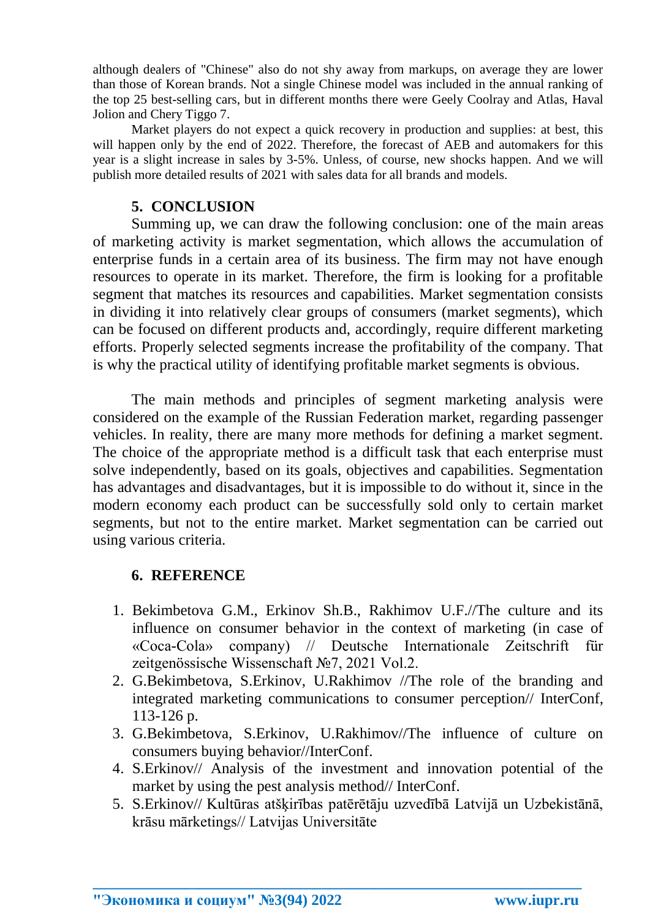although dealers of "Chinese" also do not shy away from markups, on average they are lower than those of Korean brands. Not a single Chinese model was included in the annual ranking of the top 25 best-selling cars, but in different months there were Geely Coolray and Atlas, Haval Jolion and Chery Tiggo 7.

Market players do not expect a quick recovery in production and supplies: at best, this will happen only by the end of 2022. Therefore, the forecast of AEB and automakers for this year is a slight increase in sales by 3-5%. Unless, of course, new shocks happen. And we will publish more detailed results of 2021 with sales data for all brands and models.

## 5. CONCLUSION

Summing up, we can draw the following conclusion: one of the main areas of marketing activity is market segmentation, which allows the accumulation of enterprise funds in a certain area of its business. The firm may not have enough resources to operate in its market. Therefore, the firm is looking for a profitable segment that matches its resources and capabilities. Market segmentation consists in dividing it into relatively clear groups of consumers (market segments), which can be focused on different products and, accordingly, require different marketing efforts. Properly selected segments increase the profitability of the company. That is why the practical utility of identifying profitable market segments is obvious.

The main methods and principles of segment marketing analysis were considered on the example of the Russian Federation market, regarding passenger vehicles. In reality, there are many more methods for defining a market segment. The choice of the appropriate method is a difficult task that each enterprise must solve independently, based on its goals, objectives and capabilities. Segmentation has advantages and disadvantages, but it is impossible to do without it, since in the modern economy each product can be successfully sold only to certain market segments, but not to the entire market. Market segmentation can be carried out using various criteria.

## 6. REFERENCE

1. Bekimbetova G.M., Erkinov Sh.B., Rakhimov U.F.//The culture and its influence on consumer behavior in the context of marketing (in case of «Coca-Cola» company) // Deutsche Internationale Zeitschrift für zeitgenössische Wissenschaft №7, 2021 Vol.2.
2. G.Bekimbetova, S.Erkinov, U.Rakhimov //The role of the branding and integrated marketing communications to consumer perception// InterConf, 113-126 p.
3. G.Bekimbetova, S.Erkinov, U.Rakhimov//The influence of culture on consumers buying behavior//InterConf.
4. S.Erkinov// Analysis of the investment and innovation potential of the market by using the pest analysis method// InterConf.
5. S.Erkinov// Kultūras atšķirības patērētāju uzvedībā Latvijā un Uzbekistānā, krāsu mārketings// Latvijas Universitāte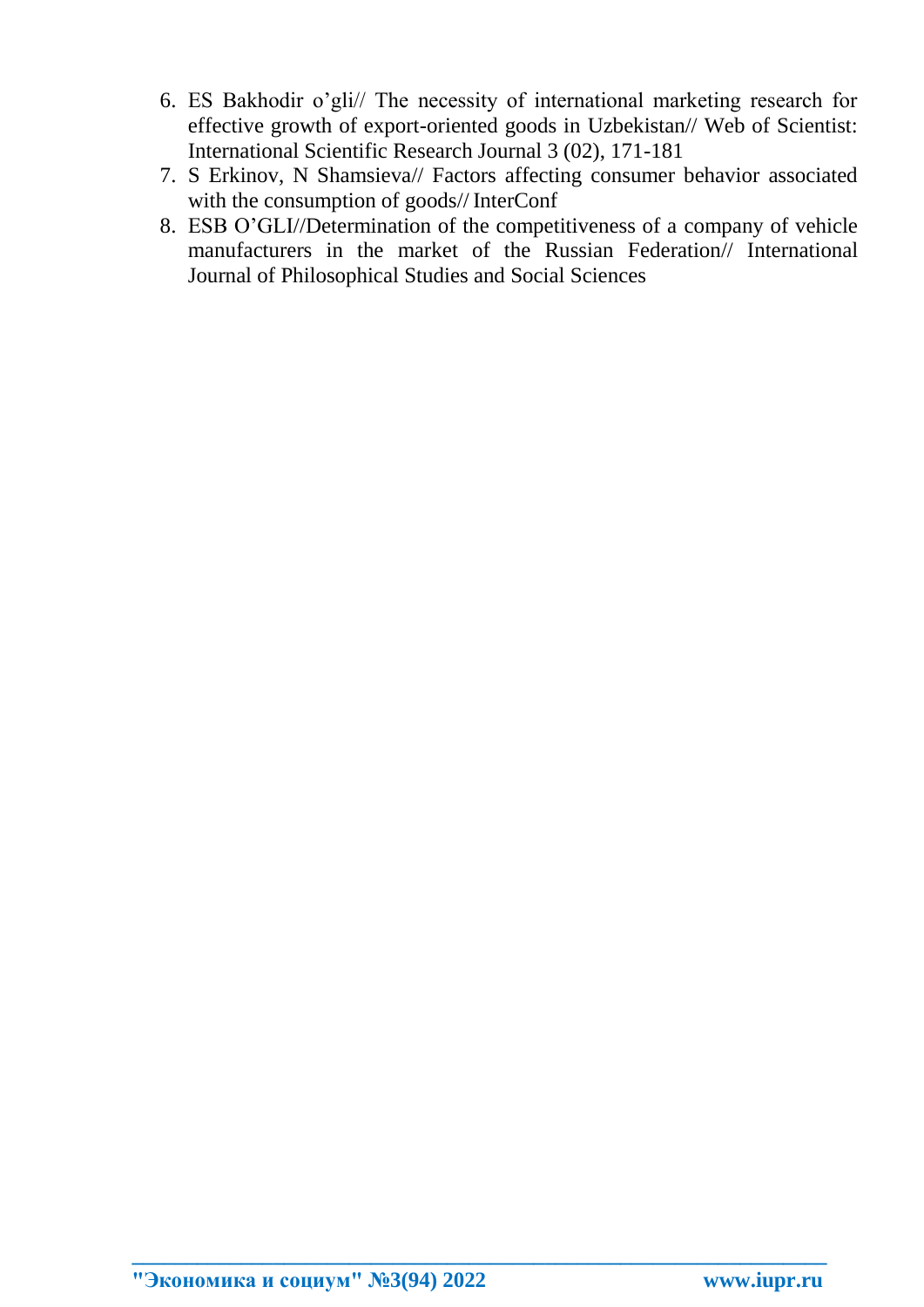6. ES Bakhodir o'gli// The necessity of international marketing research for effective growth of export-oriented goods in Uzbekistan// Web of Scientist: International Scientific Research Journal 3 (02), 171-181
7. S Erkinov, N Shamsieva// Factors affecting consumer behavior associated with the consumption of goods// InterConf
8. ESB O'GLI//Determination of the competitiveness of a company of vehicle manufacturers in the market of the Russian Federation// International Journal of Philosophical Studies and Social Sciences